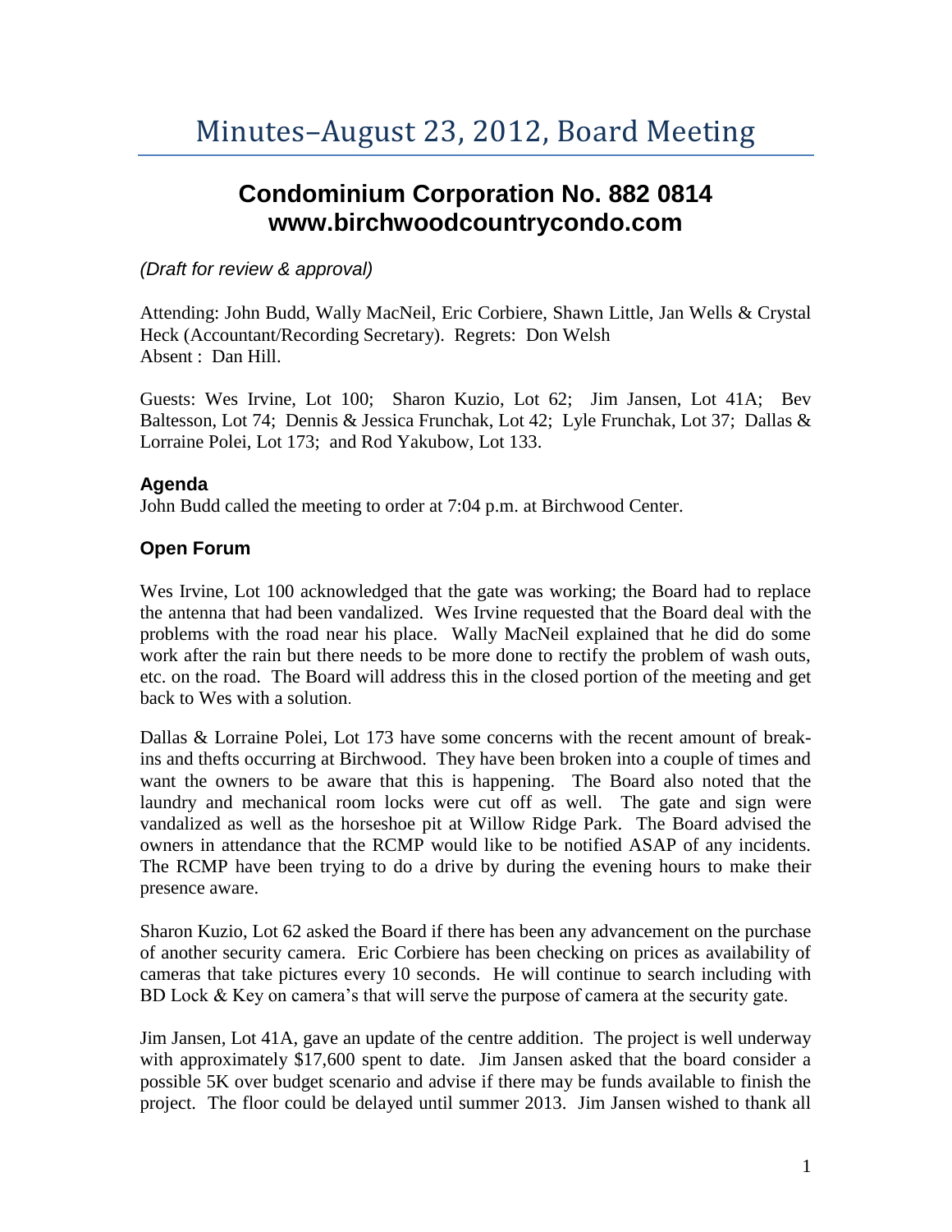# Minutes–August 23, 2012, Board Meeting

## Condominium Corporation No. 882 0814
## www.birchwoodcountrycondo.com

*(Draft for review & approval)*

Attending: John Budd, Wally MacNeil, Eric Corbiere, Shawn Little, Jan Wells & Crystal Heck (Accountant/Recording Secretary). Regrets: Don Welsh
Absent : Dan Hill.

Guests: Wes Irvine, Lot 100; Sharon Kuzio, Lot 62; Jim Jansen, Lot 41A; Bev Baltesson, Lot 74; Dennis & Jessica Frunchak, Lot 42; Lyle Frunchak, Lot 37; Dallas & Lorraine Polei, Lot 173; and Rod Yakubow, Lot 133.

### Agenda

John Budd called the meeting to order at 7:04 p.m. at Birchwood Center.

### Open Forum

Wes Irvine, Lot 100 acknowledged that the gate was working; the Board had to replace the antenna that had been vandalized. Wes Irvine requested that the Board deal with the problems with the road near his place. Wally MacNeil explained that he did do some work after the rain but there needs to be more done to rectify the problem of wash outs, etc. on the road. The Board will address this in the closed portion of the meeting and get back to Wes with a solution.

Dallas & Lorraine Polei, Lot 173 have some concerns with the recent amount of break-ins and thefts occurring at Birchwood. They have been broken into a couple of times and want the owners to be aware that this is happening. The Board also noted that the laundry and mechanical room locks were cut off as well. The gate and sign were vandalized as well as the horseshoe pit at Willow Ridge Park. The Board advised the owners in attendance that the RCMP would like to be notified ASAP of any incidents. The RCMP have been trying to do a drive by during the evening hours to make their presence aware.

Sharon Kuzio, Lot 62 asked the Board if there has been any advancement on the purchase of another security camera. Eric Corbiere has been checking on prices as availability of cameras that take pictures every 10 seconds. He will continue to search including with BD Lock & Key on camera's that will serve the purpose of camera at the security gate.

Jim Jansen, Lot 41A, gave an update of the centre addition. The project is well underway with approximately $17,600 spent to date. Jim Jansen asked that the board consider a possible 5K over budget scenario and advise if there may be funds available to finish the project. The floor could be delayed until summer 2013. Jim Jansen wished to thank all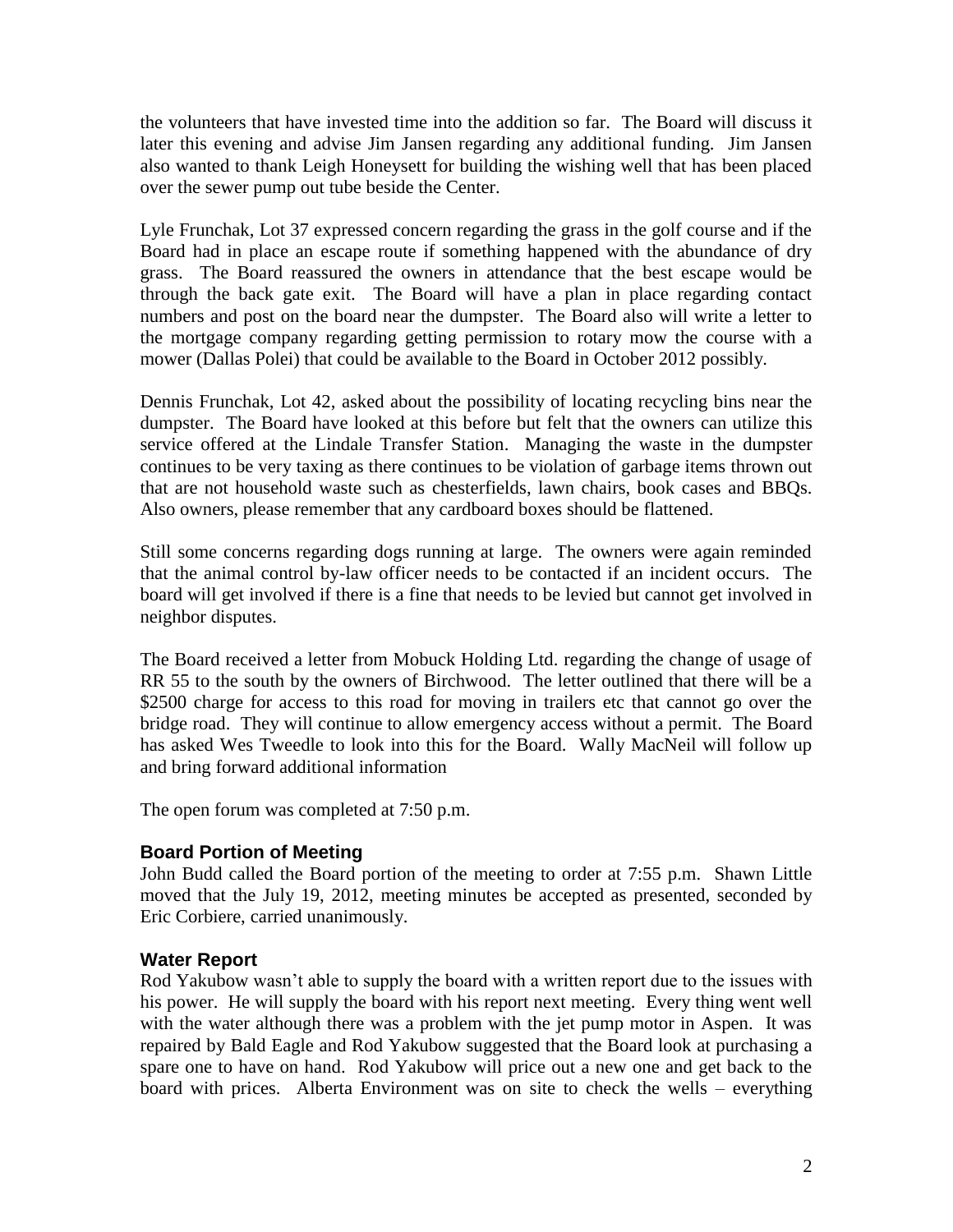the volunteers that have invested time into the addition so far. The Board will discuss it later this evening and advise Jim Jansen regarding any additional funding. Jim Jansen also wanted to thank Leigh Honeysett for building the wishing well that has been placed over the sewer pump out tube beside the Center.

Lyle Frunchak, Lot 37 expressed concern regarding the grass in the golf course and if the Board had in place an escape route if something happened with the abundance of dry grass. The Board reassured the owners in attendance that the best escape would be through the back gate exit. The Board will have a plan in place regarding contact numbers and post on the board near the dumpster. The Board also will write a letter to the mortgage company regarding getting permission to rotary mow the course with a mower (Dallas Polei) that could be available to the Board in October 2012 possibly.

Dennis Frunchak, Lot 42, asked about the possibility of locating recycling bins near the dumpster. The Board have looked at this before but felt that the owners can utilize this service offered at the Lindale Transfer Station. Managing the waste in the dumpster continues to be very taxing as there continues to be violation of garbage items thrown out that are not household waste such as chesterfields, lawn chairs, book cases and BBQs. Also owners, please remember that any cardboard boxes should be flattened.

Still some concerns regarding dogs running at large. The owners were again reminded that the animal control by-law officer needs to be contacted if an incident occurs. The board will get involved if there is a fine that needs to be levied but cannot get involved in neighbor disputes.

The Board received a letter from Mobuck Holding Ltd. regarding the change of usage of RR 55 to the south by the owners of Birchwood. The letter outlined that there will be a $2500 charge for access to this road for moving in trailers etc that cannot go over the bridge road. They will continue to allow emergency access without a permit. The Board has asked Wes Tweedle to look into this for the Board. Wally MacNeil will follow up and bring forward additional information

The open forum was completed at 7:50 p.m.

### Board Portion of Meeting

John Budd called the Board portion of the meeting to order at 7:55 p.m. Shawn Little moved that the July 19, 2012, meeting minutes be accepted as presented, seconded by Eric Corbiere, carried unanimously.

### Water Report

Rod Yakubow wasn't able to supply the board with a written report due to the issues with his power. He will supply the board with his report next meeting. Every thing went well with the water although there was a problem with the jet pump motor in Aspen. It was repaired by Bald Eagle and Rod Yakubow suggested that the Board look at purchasing a spare one to have on hand. Rod Yakubow will price out a new one and get back to the board with prices. Alberta Environment was on site to check the wells – everything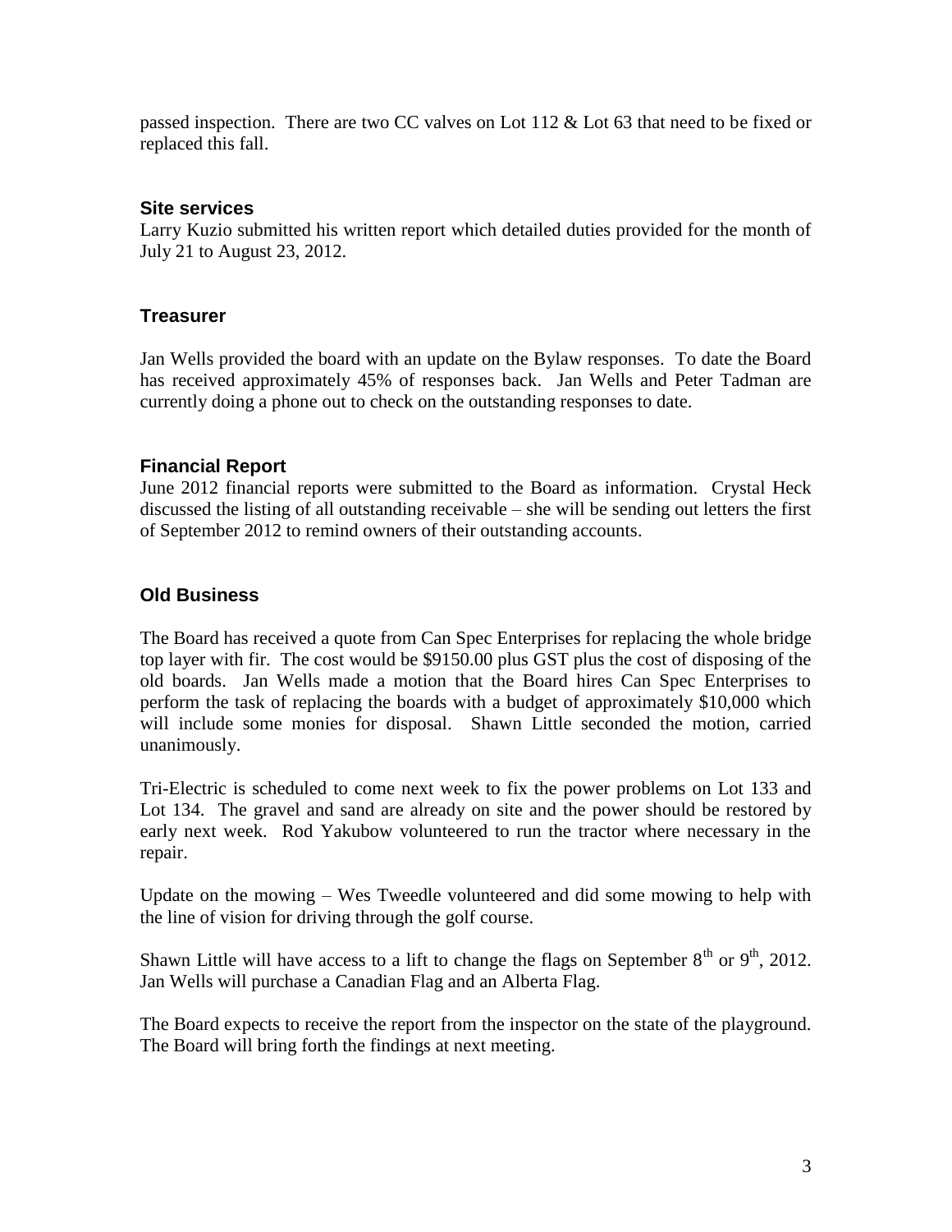passed inspection. There are two CC valves on Lot 112 & Lot 63 that need to be fixed or replaced this fall.

### Site services

Larry Kuzio submitted his written report which detailed duties provided for the month of July 21 to August 23, 2012.

### Treasurer

Jan Wells provided the board with an update on the Bylaw responses. To date the Board has received approximately 45% of responses back. Jan Wells and Peter Tadman are currently doing a phone out to check on the outstanding responses to date.

### Financial Report

June 2012 financial reports were submitted to the Board as information. Crystal Heck discussed the listing of all outstanding receivable – she will be sending out letters the first of September 2012 to remind owners of their outstanding accounts.

### Old Business

The Board has received a quote from Can Spec Enterprises for replacing the whole bridge top layer with fir. The cost would be $9150.00 plus GST plus the cost of disposing of the old boards. Jan Wells made a motion that the Board hires Can Spec Enterprises to perform the task of replacing the boards with a budget of approximately $10,000 which will include some monies for disposal. Shawn Little seconded the motion, carried unanimously.

Tri-Electric is scheduled to come next week to fix the power problems on Lot 133 and Lot 134. The gravel and sand are already on site and the power should be restored by early next week. Rod Yakubow volunteered to run the tractor where necessary in the repair.

Update on the mowing – Wes Tweedle volunteered and did some mowing to help with the line of vision for driving through the golf course.

Shawn Little will have access to a lift to change the flags on September 8th or 9th, 2012. Jan Wells will purchase a Canadian Flag and an Alberta Flag.

The Board expects to receive the report from the inspector on the state of the playground. The Board will bring forth the findings at next meeting.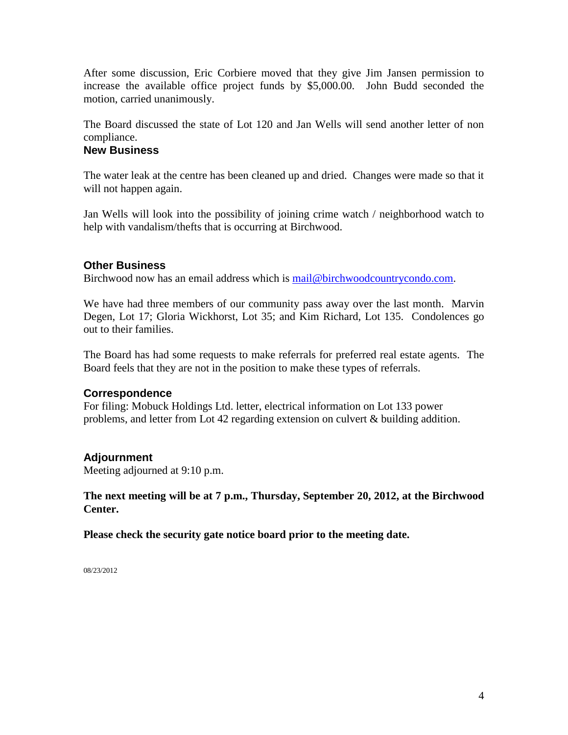After some discussion, Eric Corbiere moved that they give Jim Jansen permission to increase the available office project funds by $5,000.00. John Budd seconded the motion, carried unanimously.

The Board discussed the state of Lot 120 and Jan Wells will send another letter of non compliance.

## New Business

The water leak at the centre has been cleaned up and dried. Changes were made so that it will not happen again.

Jan Wells will look into the possibility of joining crime watch / neighborhood watch to help with vandalism/thefts that is occurring at Birchwood.

## Other Business

Birchwood now has an email address which is mail@birchwoodcountrycondo.com.

We have had three members of our community pass away over the last month. Marvin Degen, Lot 17; Gloria Wickhorst, Lot 35; and Kim Richard, Lot 135. Condolences go out to their families.

The Board has had some requests to make referrals for preferred real estate agents. The Board feels that they are not in the position to make these types of referrals.

## Correspondence

For filing: Mobuck Holdings Ltd. letter, electrical information on Lot 133 power problems, and letter from Lot 42 regarding extension on culvert & building addition.

## Adjournment

Meeting adjourned at 9:10 p.m.

**The next meeting will be at 7 p.m., Thursday, September 20, 2012, at the Birchwood Center.**

**Please check the security gate notice board prior to the meeting date.**

08/23/2012